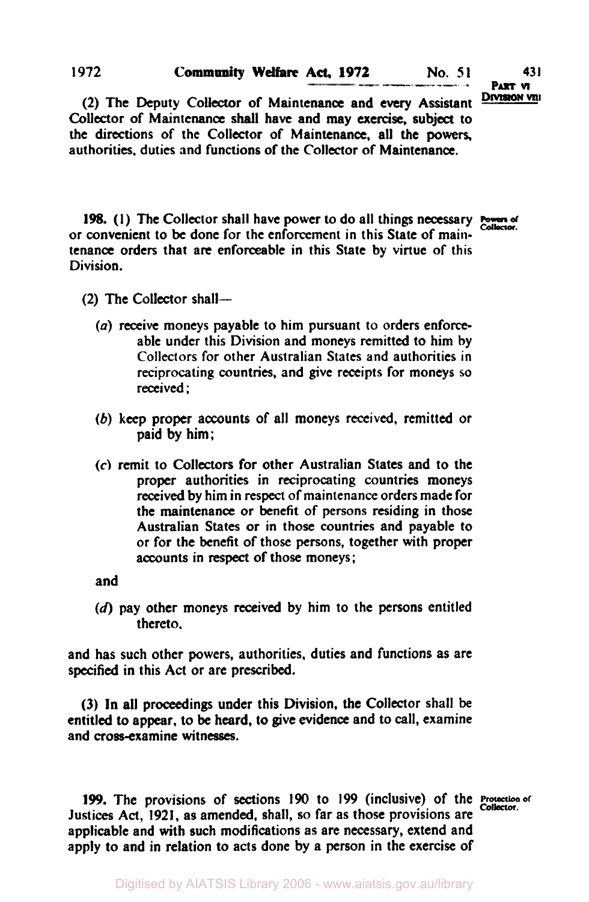(2) The Deputy Collector of Maintenance and every Assistant Collector of Maintenance shall have and may exercise, subject to the directions of the Collector of Maintenance, all the powers, authorities, duties and functions of the Collector of Maintenance.

**198.** (1) The Collector shall have power to do all things necessary or convenient to be done for the enforcement in this State of maintenance orders that are enforceable in this State by virtue of this Division.

*Powers of Collector.*

(2) The Collector shall—

(*a*) receive moneys payable to him pursuant to orders enforceable under this Division and moneys remitted to him by Collectors for other Australian States and authorities in reciprocating countries, and give receipts for moneys so received;

(*b*) keep proper accounts of all moneys received, remitted or paid by him;

(*c*) remit to Collectors for other Australian States and to the proper authorities in reciprocating countries moneys received by him in respect of maintenance orders made for the maintenance or benefit of persons residing in those Australian States or in those countries and payable to or for the benefit of those persons, together with proper accounts in respect of those moneys;

and

(*d*) pay other moneys received by him to the persons entitled thereto,

and has such other powers, authorities, duties and functions as are specified in this Act or are prescribed.

(3) In all proceedings under this Division, the Collector shall be entitled to appear, to be heard, to give evidence and to call, examine and cross-examine witnesses.

**199.** The provisions of sections 190 to 199 (inclusive) of the Justices Act, 1921, as amended, shall, so far as those provisions are applicable and with such modifications as are necessary, extend and apply to and in relation to acts done by a person in the exercise of

*Protection of Collector.*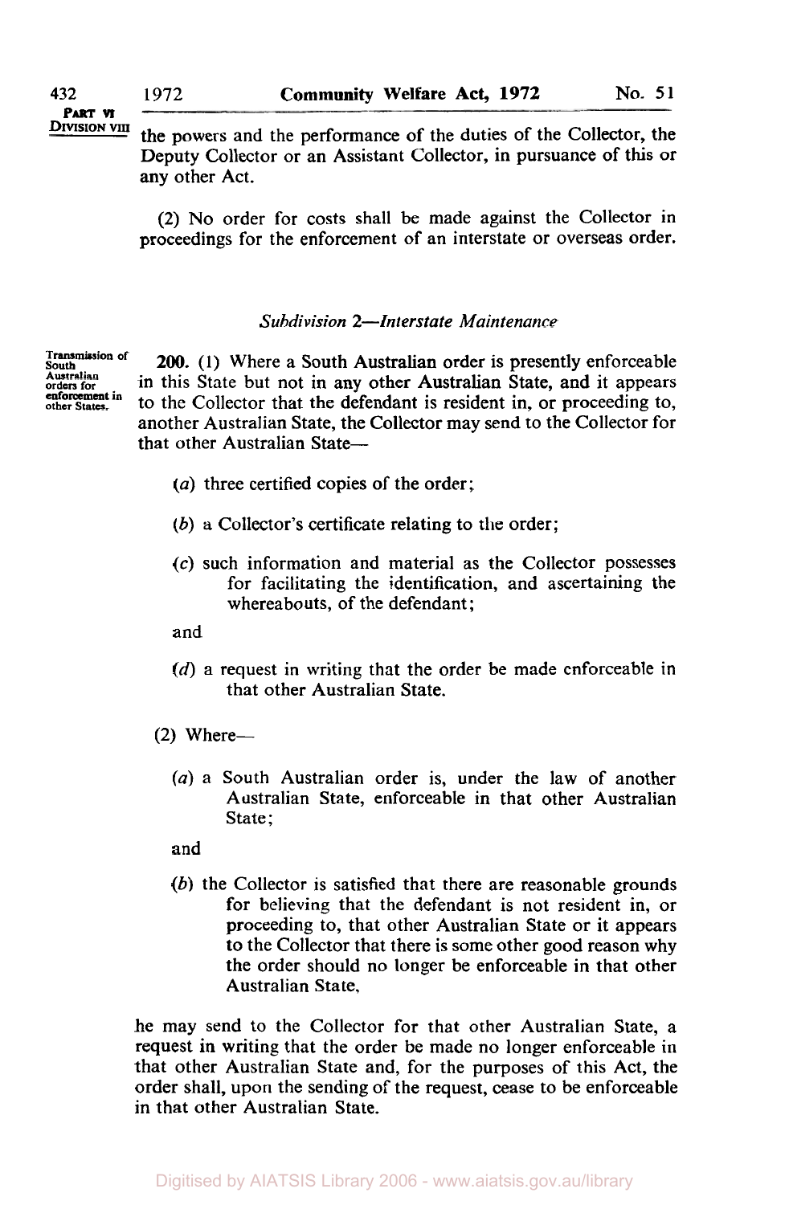the powers and the performance of the duties of the Collector, the Deputy Collector or an Assistant Collector, in pursuance of this or any other Act.

(2) No order for costs shall be made against the Collector in proceedings for the enforcement of an interstate or overseas order.

*Subdivision 2—Interstate Maintenance*

Transmission of South Australian orders for enforcement in other States.

**200.** (1) Where a South Australian order is presently enforceable in this State but not in any other Australian State, and it appears to the Collector that the defendant is resident in, or proceeding to, another Australian State, the Collector may send to the Collector for that other Australian State—

(*a*) three certified copies of the order;

(*b*) a Collector's certificate relating to the order;

(*c*) such information and material as the Collector possesses for facilitating the identification, and ascertaining the whereabouts, of the defendant;

and

(*d*) a request in writing that the order be made enforceable in that other Australian State.

(2) Where—

(*a*) a South Australian order is, under the law of another Australian State, enforceable in that other Australian State;

and

(*b*) the Collector is satisfied that there are reasonable grounds for believing that the defendant is not resident in, or proceeding to, that other Australian State or it appears to the Collector that there is some other good reason why the order should no longer be enforceable in that other Australian State,

he may send to the Collector for that other Australian State, a request in writing that the order be made no longer enforceable in that other Australian State and, for the purposes of this Act, the order shall, upon the sending of the request, cease to be enforceable in that other Australian State.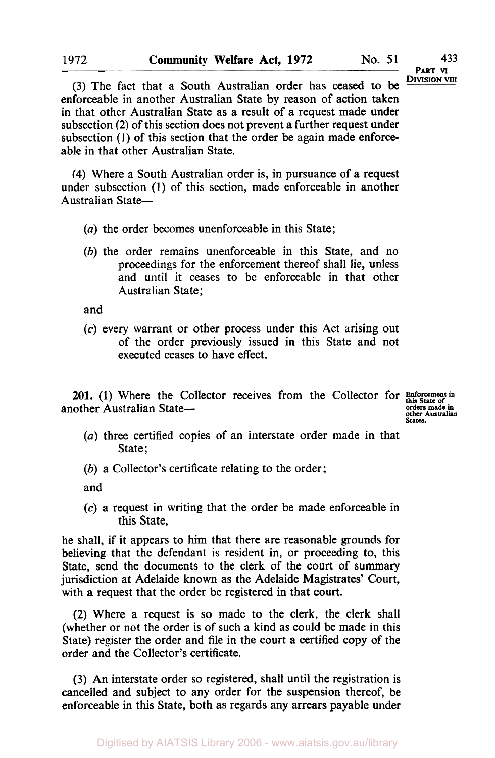(3) The fact that a South Australian order has ceased to be enforceable in another Australian State by reason of action taken in that other Australian State as a result of a request made under subsection (2) of this section does not prevent a further request under subsection (1) of this section that the order be again made enforceable in that other Australian State.

(4) Where a South Australian order is, in pursuance of a request under subsection (1) of this section, made enforceable in another Australian State—

(*a*) the order becomes unenforceable in this State;

(*b*) the order remains unenforceable in this State, and no proceedings for the enforcement thereof shall lie, unless and until it ceases to be enforceable in that other Australian State;

and

(*c*) every warrant or other process under this Act arising out of the order previously issued in this State and not executed ceases to have effect.

**Enforcement in this State of orders made in other Australian States.**

**201.** (1) Where the Collector receives from the Collector for another Australian State—

(*a*) three certified copies of an interstate order made in that State;

(*b*) a Collector's certificate relating to the order;

and

(*c*) a request in writing that the order be made enforceable in this State,

he shall, if it appears to him that there are reasonable grounds for believing that the defendant is resident in, or proceeding to, this State, send the documents to the clerk of the court of summary jurisdiction at Adelaide known as the Adelaide Magistrates' Court, with a request that the order be registered in that court.

(2) Where a request is so made to the clerk, the clerk shall (whether or not the order is of such a kind as could be made in this State) register the order and file in the court a certified copy of the order and the Collector's certificate.

(3) An interstate order so registered, shall until the registration is cancelled and subject to any order for the suspension thereof, be enforceable in this State, both as regards any arrears payable under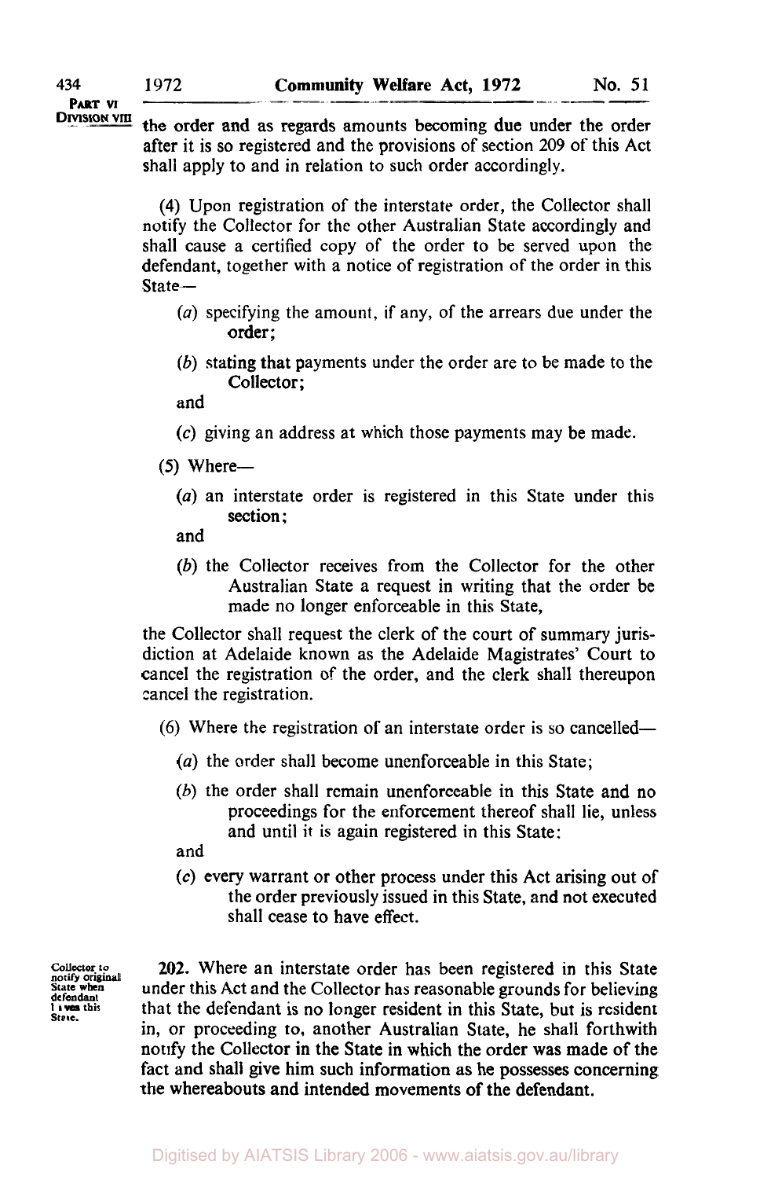the order and as regards amounts becoming due under the order after it is so registered and the provisions of section 209 of this Act shall apply to and in relation to such order accordingly.

(4) Upon registration of the interstate order, the Collector shall notify the Collector for the other Australian State accordingly and shall cause a certified copy of the order to be served upon the defendant, together with a notice of registration of the order in this State—

(*a*) specifying the amount, if any, of the arrears due under the order;

(*b*) stating that payments under the order are to be made to the Collector;

and

(*c*) giving an address at which those payments may be made.

(5) Where—

(*a*) an interstate order is registered in this State under this section;

and

(*b*) the Collector receives from the Collector for the other Australian State a request in writing that the order be made no longer enforceable in this State,

the Collector shall request the clerk of the court of summary jurisdiction at Adelaide known as the Adelaide Magistrates' Court to cancel the registration of the order, and the clerk shall thereupon cancel the registration.

(6) Where the registration of an interstate order is so cancelled—

(*a*) the order shall become unenforceable in this State;

(*b*) the order shall remain unenforceable in this State and no proceedings for the enforcement thereof shall lie, unless and until it is again registered in this State:

and

(*c*) every warrant or other process under this Act arising out of the order previously issued in this State, and not executed shall cease to have effect.

Collector to notify original State when defendant leaves this State.

**202.** Where an interstate order has been registered in this State under this Act and the Collector has reasonable grounds for believing that the defendant is no longer resident in this State, but is resident in, or proceeding to, another Australian State, he shall forthwith notify the Collector in the State in which the order was made of the fact and shall give him such information as he possesses concerning the whereabouts and intended movements of the defendant.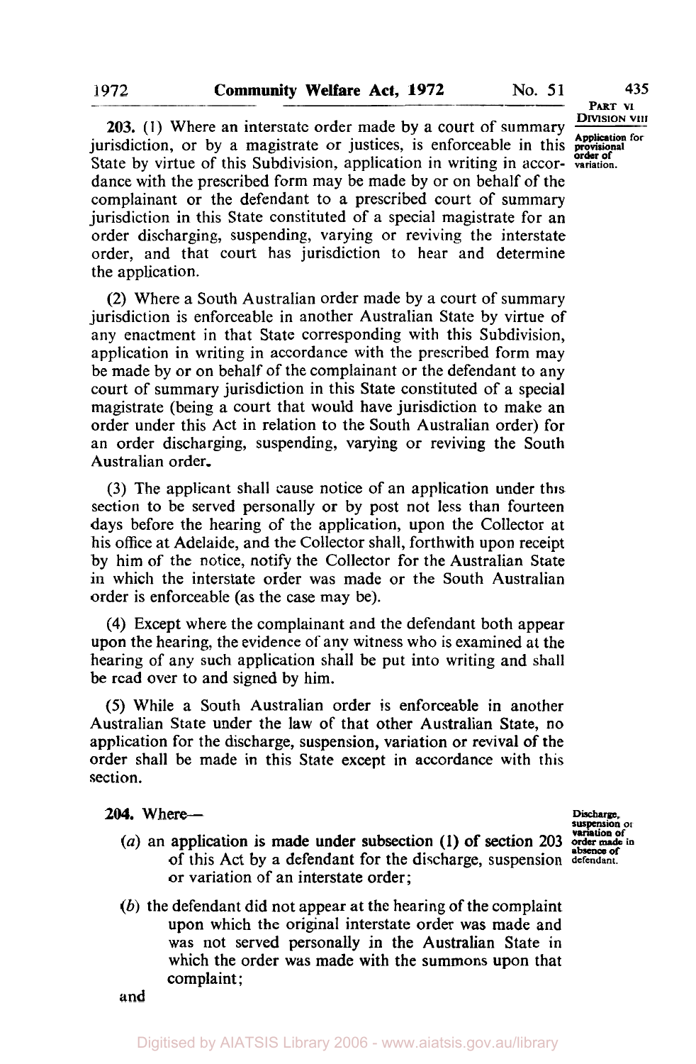**203.** (1) Where an interstate order made by a court of summary jurisdiction, or by a magistrate or justices, is enforceable in this State by virtue of this Subdivision, application in writing in accordance with the prescribed form may be made by or on behalf of the complainant or the defendant to a prescribed court of summary jurisdiction in this State constituted of a special magistrate for an order discharging, suspending, varying or reviving the interstate order, and that court has jurisdiction to hear and determine the application.

Application for provisional order of variation.

(2) Where a South Australian order made by a court of summary jurisdiction is enforceable in another Australian State by virtue of any enactment in that State corresponding with this Subdivision, application in writing in accordance with the prescribed form may be made by or on behalf of the complainant or the defendant to any court of summary jurisdiction in this State constituted of a special magistrate (being a court that would have jurisdiction to make an order under this Act in relation to the South Australian order) for an order discharging, suspending, varying or reviving the South Australian order.

(3) The applicant shall cause notice of an application under this section to be served personally or by post not less than fourteen days before the hearing of the application, upon the Collector at his office at Adelaide, and the Collector shall, forthwith upon receipt by him of the notice, notify the Collector for the Australian State in which the interstate order was made or the South Australian order is enforceable (as the case may be).

(4) Except where the complainant and the defendant both appear upon the hearing, the evidence of any witness who is examined at the hearing of any such application shall be put into writing and shall be read over to and signed by him.

(5) While a South Australian order is enforceable in another Australian State under the law of that other Australian State, no application for the discharge, suspension, variation or revival of the order shall be made in this State except in accordance with this section.

**204.** Where—

Discharge, suspension or variation of order made in absence of defendant.

(*a*) an application is made under subsection (1) of section 203 of this Act by a defendant for the discharge, suspension or variation of an interstate order;

(*b*) the defendant did not appear at the hearing of the complaint upon which the original interstate order was made and was not served personally in the Australian State in which the order was made with the summons upon that complaint;

and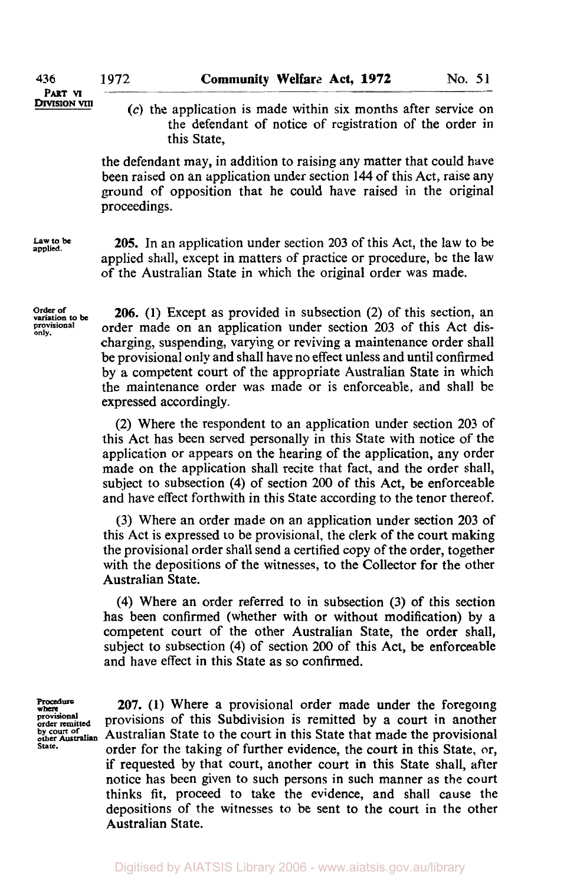(c) the application is made within six months after service on the defendant of notice of registration of the order in this State,

the defendant may, in addition to raising any matter that could have been raised on an application under section 144 of this Act, raise any ground of opposition that he could have raised in the original proceedings.

**Law to be applied.**

**205.** In an application under section 203 of this Act, the law to be applied shall, except in matters of practice or procedure, be the law of the Australian State in which the original order was made.

**Order of variation to be provisional only.**

**206.** (1) Except as provided in subsection (2) of this section, an order made on an application under section 203 of this Act discharging, suspending, varying or reviving a maintenance order shall be provisional only and shall have no effect unless and until confirmed by a competent court of the appropriate Australian State in which the maintenance order was made or is enforceable, and shall be expressed accordingly.

(2) Where the respondent to an application under section 203 of this Act has been served personally in this State with notice of the application or appears on the hearing of the application, any order made on the application shall recite that fact, and the order shall, subject to subsection (4) of section 200 of this Act, be enforceable and have effect forthwith in this State according to the tenor thereof.

(3) Where an order made on an application under section 203 of this Act is expressed to be provisional, the clerk of the court making the provisional order shall send a certified copy of the order, together with the depositions of the witnesses, to the Collector for the other Australian State.

(4) Where an order referred to in subsection (3) of this section has been confirmed (whether with or without modification) by a competent court of the other Australian State, the order shall, subject to subsection (4) of section 200 of this Act, be enforceable and have effect in this State as so confirmed.

**Procedure where provisional order remitted by court of other Australian State.**

**207.** (1) Where a provisional order made under the foregoing provisions of this Subdivision is remitted by a court in another Australian State to the court in this State that made the provisional order for the taking of further evidence, the court in this State, or, if requested by that court, another court in this State shall, after notice has been given to such persons in such manner as the court thinks fit, proceed to take the evidence, and shall cause the depositions of the witnesses to be sent to the court in the other Australian State.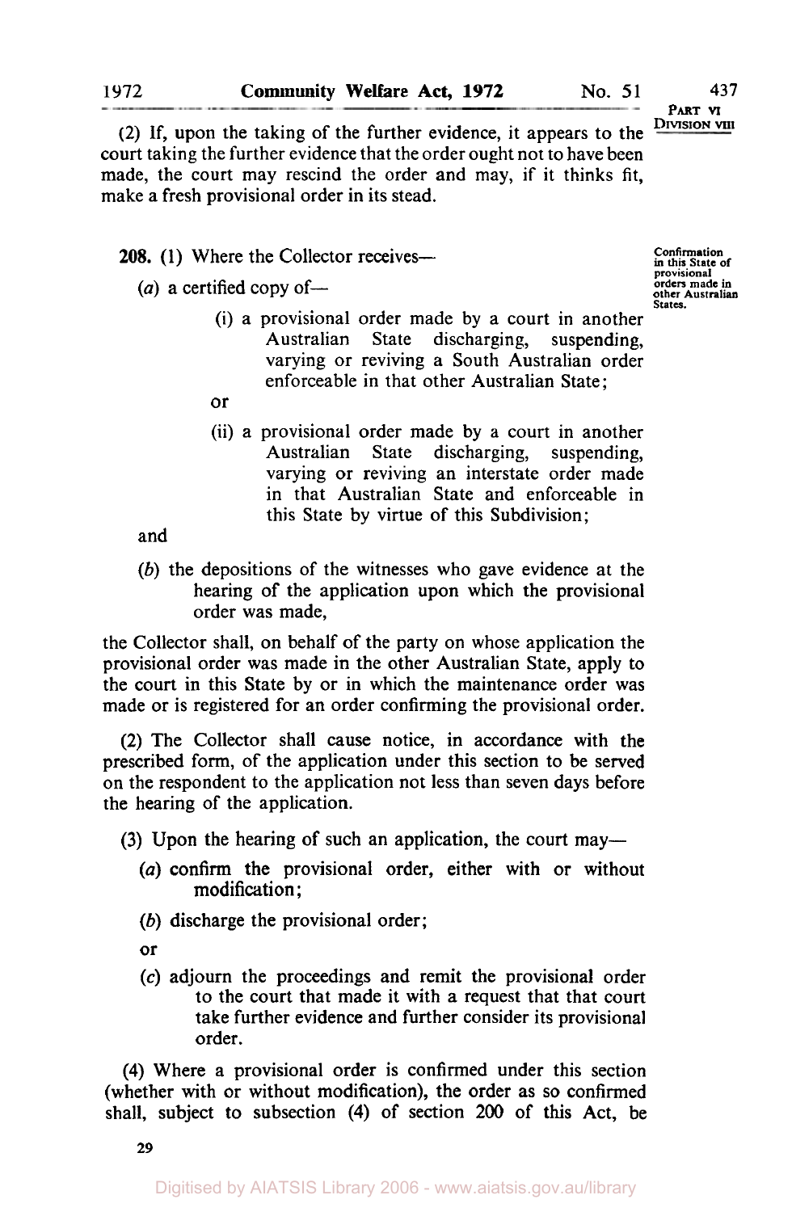(2) If, upon the taking of the further evidence, it appears to the court taking the further evidence that the order ought not to have been made, the court may rescind the order and may, if it thinks fit, make a fresh provisional order in its stead.

Confirmation in this State of provisional orders made in other Australian States.

**208.** (1) Where the Collector receives—

(*a*) a certified copy of—

(i) a provisional order made by a court in another Australian State discharging, suspending, varying or reviving a South Australian order enforceable in that other Australian State;

or

(ii) a provisional order made by a court in another Australian State discharging, suspending, varying or reviving an interstate order made in that Australian State and enforceable in this State by virtue of this Subdivision;

and

(*b*) the depositions of the witnesses who gave evidence at the hearing of the application upon which the provisional order was made,

the Collector shall, on behalf of the party on whose application the provisional order was made in the other Australian State, apply to the court in this State by or in which the maintenance order was made or is registered for an order confirming the provisional order.

(2) The Collector shall cause notice, in accordance with the prescribed form, of the application under this section to be served on the respondent to the application not less than seven days before the hearing of the application.

(3) Upon the hearing of such an application, the court may—

(*a*) confirm the provisional order, either with or without modification;

(*b*) discharge the provisional order;

or

(*c*) adjourn the proceedings and remit the provisional order to the court that made it with a request that that court take further evidence and further consider its provisional order.

(4) Where a provisional order is confirmed under this section (whether with or without modification), the order as so confirmed shall, subject to subsection (4) of section 200 of this Act, be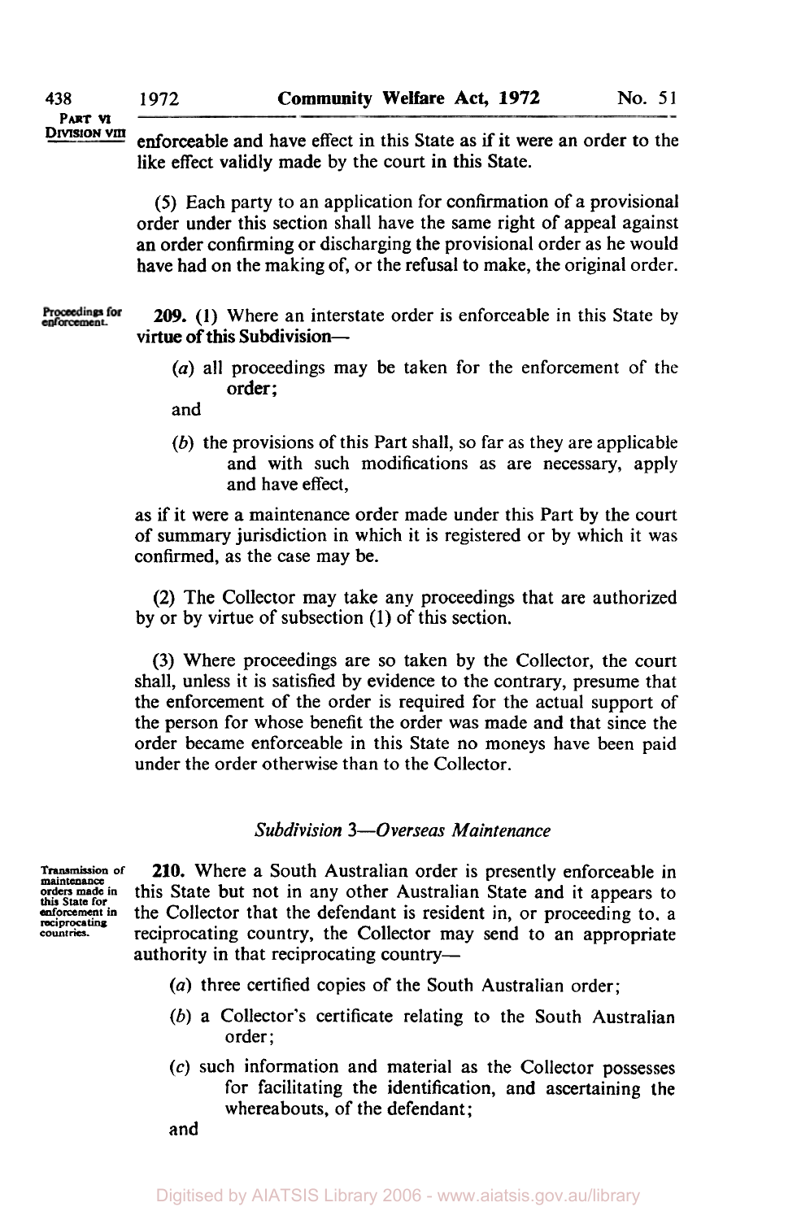enforceable and have effect in this State as if it were an order to the like effect validly made by the court in this State.

(5) Each party to an application for confirmation of a provisional order under this section shall have the same right of appeal against an order confirming or discharging the provisional order as he would have had on the making of, or the refusal to make, the original order.

Proceedings for enforcement.

**209.** (1) Where an interstate order is enforceable in this State by virtue of this Subdivision—

(*a*) all proceedings may be taken for the enforcement of the order;

and

(*b*) the provisions of this Part shall, so far as they are applicable and with such modifications as are necessary, apply and have effect,

as if it were a maintenance order made under this Part by the court of summary jurisdiction in which it is registered or by which it was confirmed, as the case may be.

(2) The Collector may take any proceedings that are authorized by or by virtue of subsection (1) of this section.

(3) Where proceedings are so taken by the Collector, the court shall, unless it is satisfied by evidence to the contrary, presume that the enforcement of the order is required for the actual support of the person for whose benefit the order was made and that since the order became enforceable in this State no moneys have been paid under the order otherwise than to the Collector.

### *Subdivision 3—Overseas Maintenance*

Transmission of maintenance orders made in this State for enforcement in reciprocating countries.

**210.** Where a South Australian order is presently enforceable in this State but not in any other Australian State and it appears to the Collector that the defendant is resident in, or proceeding to, a reciprocating country, the Collector may send to an appropriate authority in that reciprocating country—

(*a*) three certified copies of the South Australian order;

(*b*) a Collector's certificate relating to the South Australian order;

(*c*) such information and material as the Collector possesses for facilitating the identification, and ascertaining the whereabouts, of the defendant;

and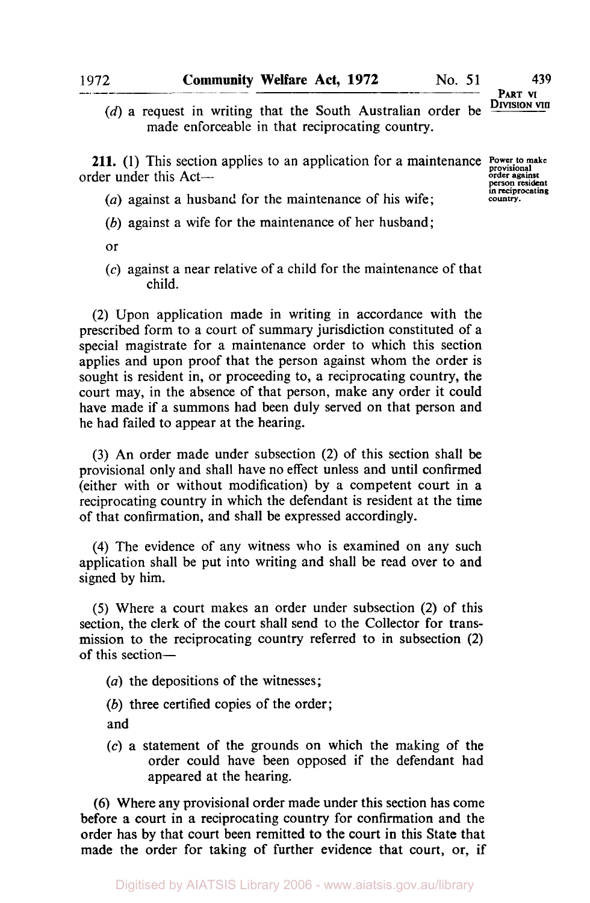(*d*) a request in writing that the South Australian order be made enforceable in that reciprocating country.

**211.** (1) This section applies to an application for a maintenance order under this Act—

Power to make provisional order against person resident in reciprocating country.

(*a*) against a husband for the maintenance of his wife;

(*b*) against a wife for the maintenance of her husband;

or

(*c*) against a near relative of a child for the maintenance of that child.

(2) Upon application made in writing in accordance with the prescribed form to a court of summary jurisdiction constituted of a special magistrate for a maintenance order to which this section applies and upon proof that the person against whom the order is sought is resident in, or proceeding to, a reciprocating country, the court may, in the absence of that person, make any order it could have made if a summons had been duly served on that person and he had failed to appear at the hearing.

(3) An order made under subsection (2) of this section shall be provisional only and shall have no effect unless and until confirmed (either with or without modification) by a competent court in a reciprocating country in which the defendant is resident at the time of that confirmation, and shall be expressed accordingly.

(4) The evidence of any witness who is examined on any such application shall be put into writing and shall be read over to and signed by him.

(5) Where a court makes an order under subsection (2) of this section, the clerk of the court shall send to the Collector for transmission to the reciprocating country referred to in subsection (2) of this section—

(*a*) the depositions of the witnesses;

(*b*) three certified copies of the order;

and

(*c*) a statement of the grounds on which the making of the order could have been opposed if the defendant had appeared at the hearing.

(6) Where any provisional order made under this section has come before a court in a reciprocating country for confirmation and the order has by that court been remitted to the court in this State that made the order for taking of further evidence that court, or, if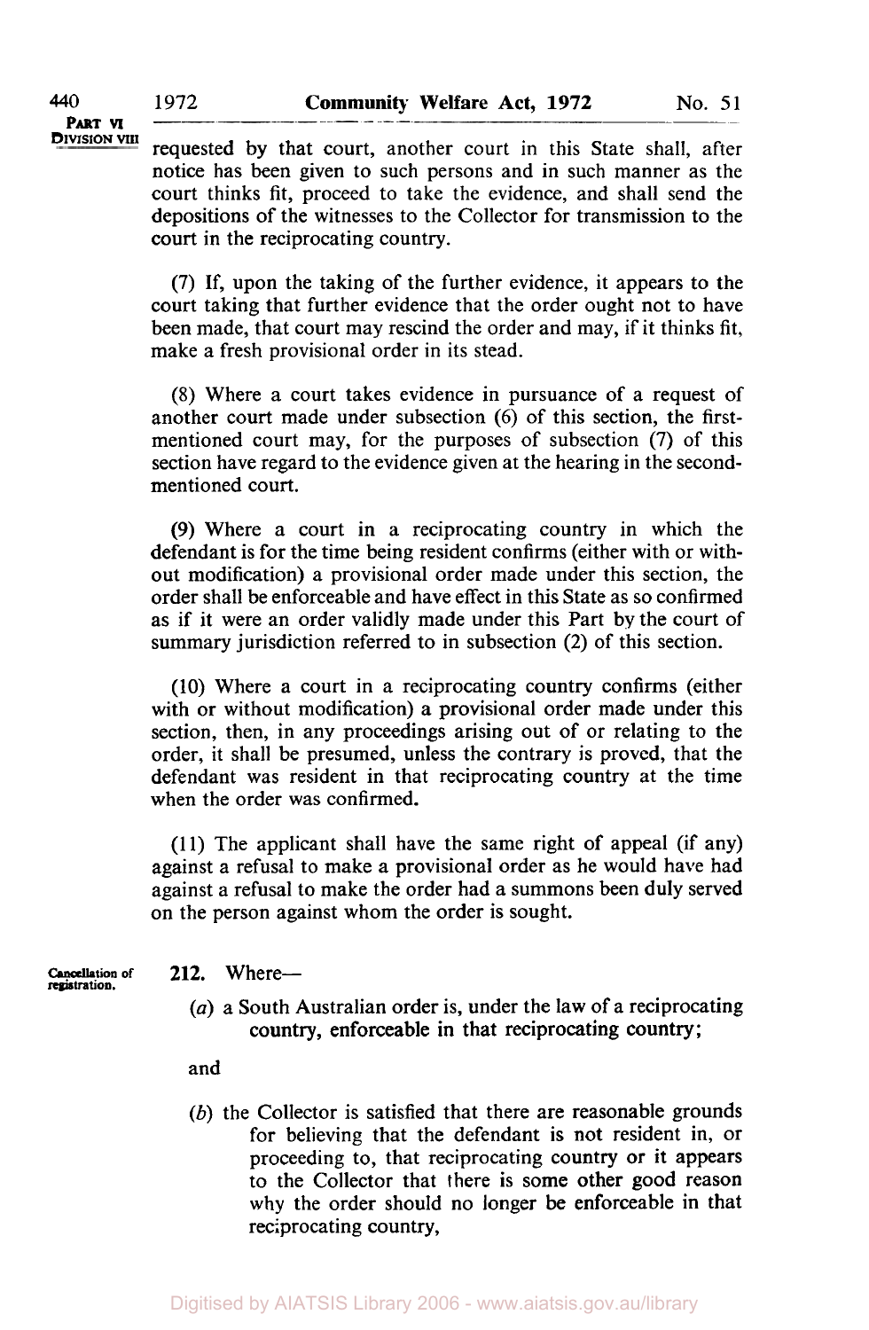requested by that court, another court in this State shall, after notice has been given to such persons and in such manner as the court thinks fit, proceed to take the evidence, and shall send the depositions of the witnesses to the Collector for transmission to the court in the reciprocating country.

(7) If, upon the taking of the further evidence, it appears to the court taking that further evidence that the order ought not to have been made, that court may rescind the order and may, if it thinks fit, make a fresh provisional order in its stead.

(8) Where a court takes evidence in pursuance of a request of another court made under subsection (6) of this section, the first-mentioned court may, for the purposes of subsection (7) of this section have regard to the evidence given at the hearing in the second-mentioned court.

(9) Where a court in a reciprocating country in which the defendant is for the time being resident confirms (either with or without modification) a provisional order made under this section, the order shall be enforceable and have effect in this State as so confirmed as if it were an order validly made under this Part by the court of summary jurisdiction referred to in subsection (2) of this section.

(10) Where a court in a reciprocating country confirms (either with or without modification) a provisional order made under this section, then, in any proceedings arising out of or relating to the order, it shall be presumed, unless the contrary is proved, that the defendant was resident in that reciprocating country at the time when the order was confirmed.

(11) The applicant shall have the same right of appeal (if any) against a refusal to make a provisional order as he would have had against a refusal to make the order had a summons been duly served on the person against whom the order is sought.

Cancellation of registration.

**212.** Where—

(*a*) a South Australian order is, under the law of a reciprocating country, enforceable in that reciprocating country;

and

(*b*) the Collector is satisfied that there are reasonable grounds for believing that the defendant is not resident in, or proceeding to, that reciprocating country or it appears to the Collector that there is some other good reason why the order should no longer be enforceable in that reciprocating country,